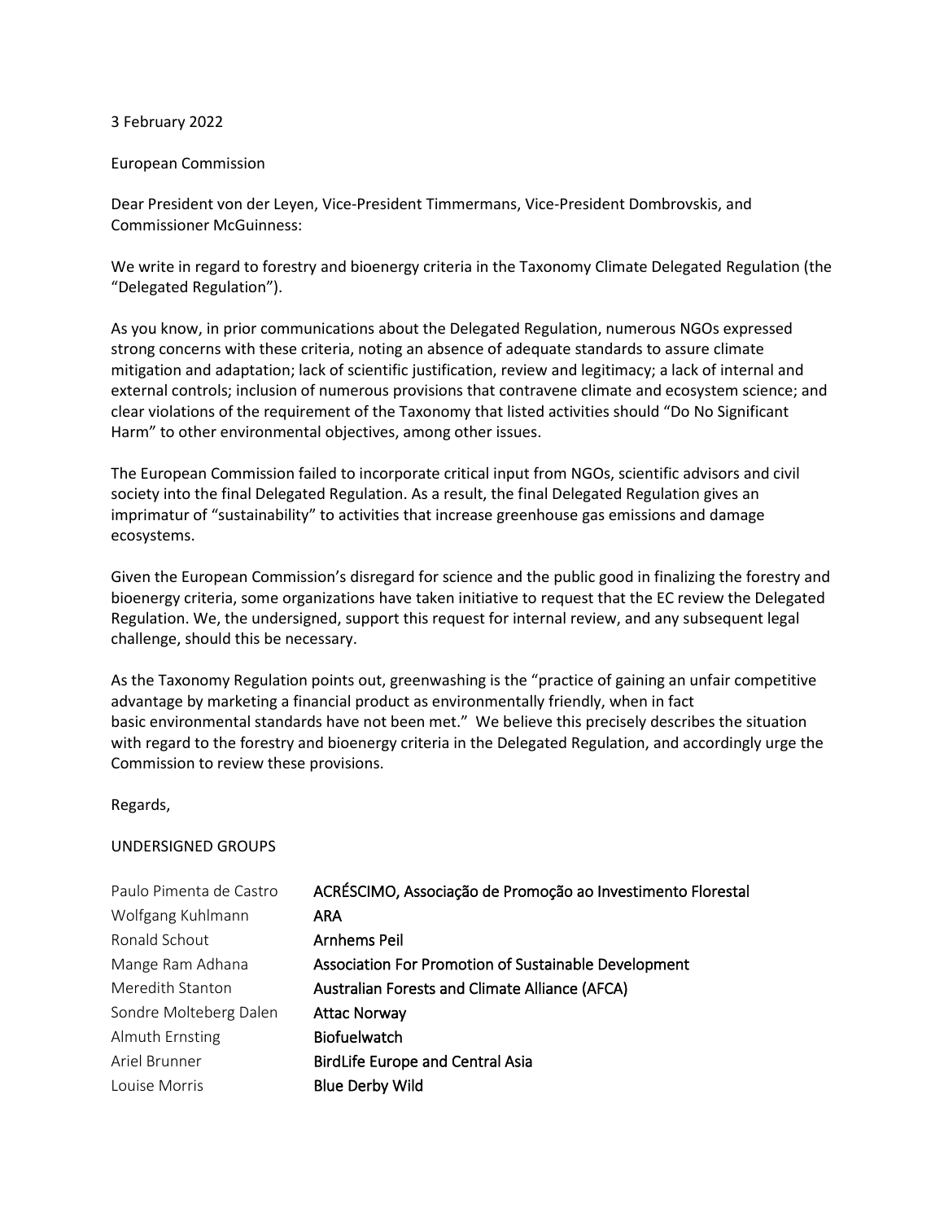3 February 2022

European Commission

Dear President von der Leyen, Vice-President Timmermans, Vice-President Dombrovskis, and Commissioner McGuinness:

We write in regard to forestry and bioenergy criteria in the Taxonomy Climate Delegated Regulation (the "Delegated Regulation").

As you know, in prior communications about the Delegated Regulation, numerous NGOs expressed strong concerns with these criteria, noting an absence of adequate standards to assure climate mitigation and adaptation; lack of scientific justification, review and legitimacy; a lack of internal and external controls; inclusion of numerous provisions that contravene climate and ecosystem science; and clear violations of the requirement of the Taxonomy that listed activities should "Do No Significant Harm" to other environmental objectives, among other issues.

The European Commission failed to incorporate critical input from NGOs, scientific advisors and civil society into the final Delegated Regulation. As a result, the final Delegated Regulation gives an imprimatur of "sustainability" to activities that increase greenhouse gas emissions and damage ecosystems.

Given the European Commission's disregard for science and the public good in finalizing the forestry and bioenergy criteria, some organizations have taken initiative to request that the EC review the Delegated Regulation. We, the undersigned, support this request for internal review, and any subsequent legal challenge, should this be necessary.

As the Taxonomy Regulation points out, greenwashing is the "practice of gaining an unfair competitive advantage by marketing a financial product as environmentally friendly, when in fact basic environmental standards have not been met." We believe this precisely describes the situation with regard to the forestry and bioenergy criteria in the Delegated Regulation, and accordingly urge the Commission to review these provisions.

Regards,

UNDERSIGNED GROUPS

| | |
|---|---|
| Paulo Pimenta de Castro | **ACRÉSCIMO, Associação de Promoção ao Investimento Florestal** |
| Wolfgang Kuhlmann | **ARA** |
| Ronald Schout | **Arnhems Peil** |
| Mange Ram Adhana | **Association For Promotion of Sustainable Development** |
| Meredith Stanton | **Australian Forests and Climate Alliance (AFCA)** |
| Sondre Molteberg Dalen | **Attac Norway** |
| Almuth Ernsting | **Biofuelwatch** |
| Ariel Brunner | **BirdLife Europe and Central Asia** |
| Louise Morris | **Blue Derby Wild** |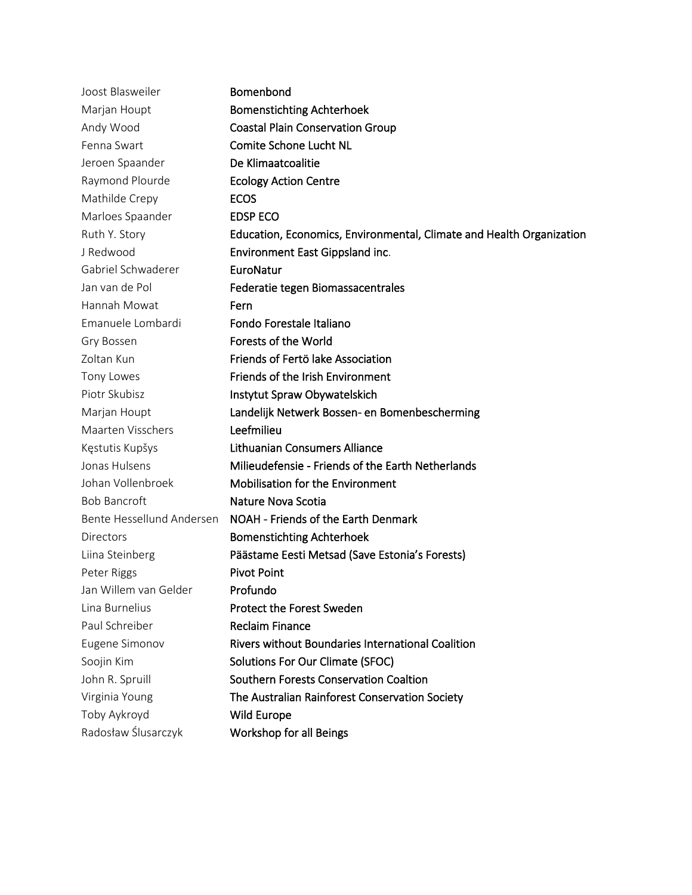| | |
|---|---|
| Joost Blasweiler | **Bomenbond** |
| Marjan Houpt | **Bomenstichting Achterhoek** |
| Andy Wood | **Coastal Plain Conservation Group** |
| Fenna Swart | **Comite Schone Lucht NL** |
| Jeroen Spaander | **De Klimaatcoalitie** |
| Raymond Plourde | **Ecology Action Centre** |
| Mathilde Crepy | **ECOS** |
| Marloes Spaander | **EDSP ECO** |
| Ruth Y. Story | **Education, Economics, Environmental, Climate and Health Organization** |
| J Redwood | **Environment East Gippsland inc**. |
| Gabriel Schwaderer | **EuroNatur** |
| Jan van de Pol | **Federatie tegen Biomassacentrales** |
| Hannah Mowat | **Fern** |
| Emanuele Lombardi | **Fondo Forestale Italiano** |
| Gry Bossen | **Forests of the World** |
| Zoltan Kun | **Friends of Fertö lake Association** |
| Tony Lowes | **Friends of the Irish Environment** |
| Piotr Skubisz | **Instytut Spraw Obywatelskich** |
| Marjan Houpt | **Landelijk Netwerk Bossen- en Bomenbescherming** |
| Maarten Visschers | **Leefmilieu** |
| Kęstutis Kupšys | **Lithuanian Consumers Alliance** |
| Jonas Hulsens | **Milieudefensie - Friends of the Earth Netherlands** |
| Johan Vollenbroek | **Mobilisation for the Environment** |
| Bob Bancroft | **Nature Nova Scotia** |
| Bente Hessellund Andersen | **NOAH - Friends of the Earth Denmark** |
| Directors | **Bomenstichting Achterhoek** |
| Liina Steinberg | **Päästame Eesti Metsad (Save Estonia's Forests)** |
| Peter Riggs | **Pivot Point** |
| Jan Willem van Gelder | **Profundo** |
| Lina Burnelius | **Protect the Forest Sweden** |
| Paul Schreiber | **Reclaim Finance** |
| Eugene Simonov | **Rivers without Boundaries International Coalition** |
| Soojin Kim | **Solutions For Our Climate (SFOC)** |
| John R. Spruill | **Southern Forests Conservation Coaltion** |
| Virginia Young | **The Australian Rainforest Conservation Society** |
| Toby Aykroyd | **Wild Europe** |
| Radosław Ślusarczyk | **Workshop for all Beings** |